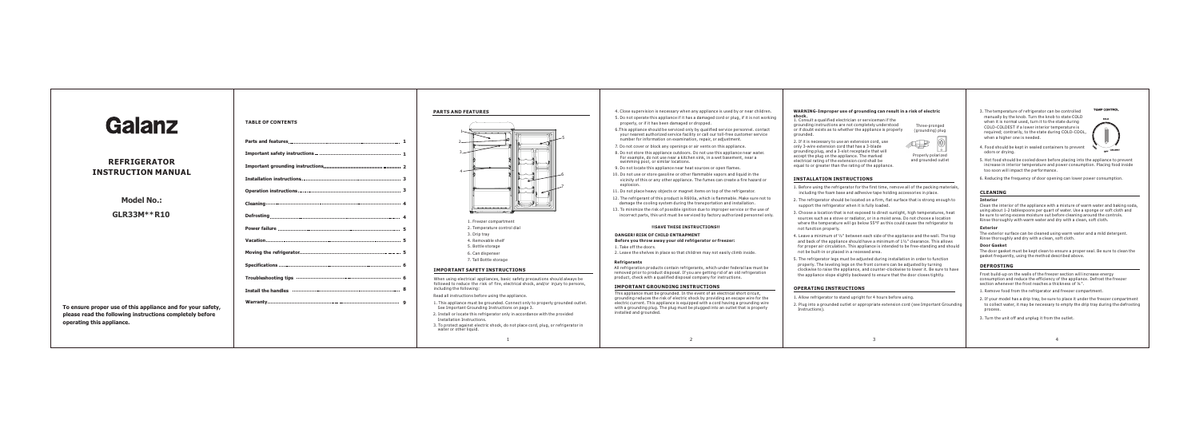# Galanz

## REFRIGERATOR INSTRUCTION MANUAL

## Model No.:

## GLR33M**R10

**To ensure proper use of this appliance and for your safety, please read the following instructions completely before operating this appliance.**

## TABLE OF CONTENTS

| | |
|---|---|
| **Parts and features** | **1** |
| **Important safety instructions** | **1** |
| **Important grounding instructions** | **2** |
| **Installation instructions** | **3** |
| **Operation instructions** | **3** |
| **Cleaning** | **4** |
| **Defrosting** | **4** |
| **Power failure** | **5** |
| **Vacation** | **5** |
| **Moving the refrigerator** | **5** |
| **Specifications** | **6** |
| **Troubleshooting tips** | **6** |
| **Install the handles** | **8** |
| **Warranty** | **9** |

## PARTS AND FEATURES

1. Freezer compartment
2. Temperature control dial
3. Drip tray
4. Removable shelf
5. Bottle storage
6. Can dispenser
7. Tall Bottle storage

## IMPORTANT SAFETY INSTRUCTIONS

When using electrical appliances, basic safety precautions should always be followed to reduce the risk of fire, electrical shock, and/or injury to persons, including the following:

Read all instructions before using the appliance.

1. This appliance must be grounded. Connect only to properly grounded outlet. See Important Grounding Instructions on page 2.
2. Install or locate this refrigerator only in accordance with the provided Installation Instructions.
3. To protect against electric shock, do not place cord, plug, or refrigerator in water or other liquid.
4. Close supervision is necessary when any appliance is used by or near children.
5. Do not operate this appliance if it has a damaged cord or plug, if it is not working properly, or if it has been damaged or dropped.
6. This appliance should be serviced only by qualified service personnel. contact your nearest authorized service facility or call our toll-free customer service number for information on examination, repair, or adjustment.
7. Do not cover or block any openings or air vents on this appliance.
8. Do not store this appliance outdoors. Do not use this appliance near water. For example, do not use near a kitchen sink, in a wet basement, near a swimming pool, or similar locations.
9. Do not locate this appliance near heat sources or open flames.
10. Do not use or store gasoline or other flammable vapors and liquid in the vicinity of this or any other appliance. The fumes can create a fire hazard or explosion.
11. Do not place heavy objects or magnet items on top of the refrigerator.
12. The refrigerant of this product is R600a, which is flammable. Make sure not to damage the cooling system during the transportation and installation.
13. To minimize the risk of possible ignition due to improper service or the use of incorrect parts, this unit must be serviced by factory authorized personnel only.

**!!SAVE THESE INSTRUCTIONS!!**

**DANGER! RISK OF CHILD ENTRAPMENT**
**Before you throw away your old refrigerator or freezer:**

1. Take off the doors.
2. Leave the shelves in place so that children may not easily climb inside.

**Refrigerants**

All refrigeration products contain refrigerants, which under federal law must be removed prior to product disposal. If you are getting rid of an old refrigeration product, check with a qualified disposal company for instructions.

## IMPORTANT GROUNDING INSTRUCTIONS

This appliance must be grounded. In the event of an electrical short circuit, grounding reduces the risk of electric shock by providing an escape wire for the electric current. This appliance is equipped with a cord having a grounding wire with a grounding plug. The plug must be plugged into an outlet that is properly installed and grounded.

**WARNING-Improper use of grounding can result in a risk of electric shock.**

1. Consult a qualified electrician or serviceman if the grounding instructions are not completely understood or if doubt exists as to whether the appliance is properly grounded.
2. If it is necessary to use an extension cord, use only 3-wire extension cord that has a 3-blade grounding plug, and a 3-slot receptacle that will accept the plug on the appliance. The marked electrical rating of the extension cord shall be equal to or greater than the rating of the appliance.

Three-pronged (grounding) plug

Properly polarized and grounded outlet

## INSTALLATION INSTRUCTIONS

1. Before using the refrigerator for the first time, remove all of the packing materials, including the foam base and adhesive tape holding accessories in place.
2. The refrigerator should be located on a firm, flat surface that is strong enough to support the refrigerator when it is fully loaded.
3. Choose a location that is not exposed to direct sunlight, high temperatures, heat sources such as a stove or radiator, or in a moist area. Do not choose a location where the temperature will go below 55°F as this could cause the refrigerator to not function properly.
4. Leave a minimum of ½" between each side of the appliance and the wall. The top and back of the appliance should have a minimum of 1¼" clearance. This allows for proper air circulation. This appliance is intended to be free-standing and should not be built-in or placed in a recessed area.
5. The refrigerator legs must be adjusted during installation in order to function properly. The leveling legs on the front corners can be adjusted by turning clockwise to raise the appliance, and counter-clockwise to lower it. Be sure to have the appliance slope slightly backward to ensure that the door closes tightly.

## OPERATING INSTRUCTIONS

1. Allow refrigerator to stand upright for 4 hours before using.
2. Plug into a grounded outlet or appropriate extension cord (see Important Grounding Instructions).
3. The temperature of refrigerator can be controlled manually by the knob. Turn the knob to state COLD when it is normal used, turn it to the state during COLD-COLDEST if a lower interior temperature is required; contrarily, to the state during COLD-COOL, when a higher one is needed.
4. Food should be kept in sealed containers to prevent odors or drying.
5. Hot food should be cooled down before placing into the appliance to prevent increase in interior temperature and power consumption. Placing food inside too soon will impact the performance.
6. Reducing the frequency of door opening can lower power consumption.

TEMP CONTROL

## CLEANING

**Interior**

Clean the interior of the appliance with a mixture of warm water and baking soda, using about 1-2 tablespoons per quart of water. Use a sponge or soft cloth and be sure to wring excess moisture out before cleaning around the controls. Rinse thoroughly with warm water and dry with a clean, soft cloth.

**Exterior**

The exterior surface can be cleaned using warm water and a mild detergent. Rinse thoroughly and dry with a clean, soft cloth.

**Door Gasket**

The door gasket must be kept clean to ensure a proper seal. Be sure to clean the gasket frequently, using the method described above.

## DEFROSTING

Frost build-up on the walls of the freezer section will increase energy consumption and reduce the efficiency of the appliance. Defrost the freezer section whenever the frost reaches a thickness of ¼".

1. Remove food from the refrigerator and freezer compartment.
2. If your model has a drip tray, be sure to place it under the freezer compartment to collect water, it may be necessary to empty the drip tray during the defrosting process.
3. Turn the unit off and unplug it from the outlet.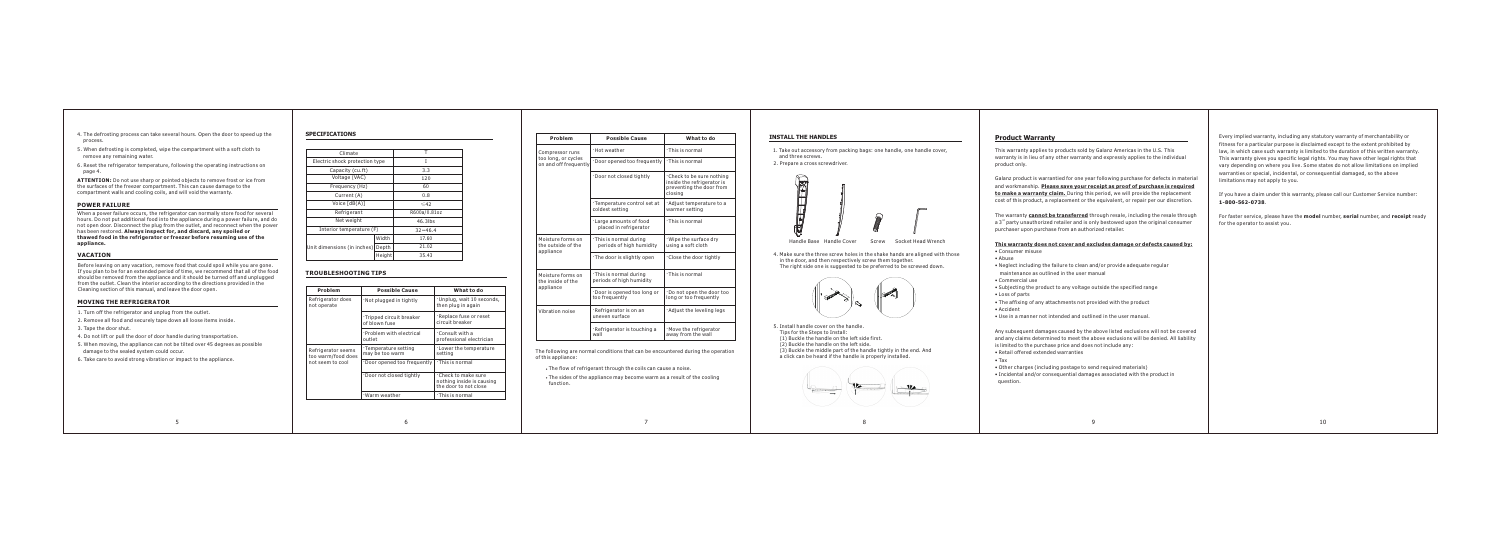4. The defrosting process can take several hours. Open the door to speed up the process.
5. When defrosting is completed, wipe the compartment with a soft cloth to remove any remaining water.
6. Reset the refrigerator temperature, following the operating instructions on page 4.

**ATTENTION:** Do not use sharp or pointed objects to remove frost or ice from the surfaces of the freezer compartment. This can cause damage to the compartment walls and cooling coils, and will void the warranty.

## POWER FAILURE

When a power failure occurs, the refrigerator can normally store food for several hours. Do not put additional food into the appliance during a power failure, and do not open door. Disconnect the plug from the outlet, and reconnect when the power has been restored. **Always inspect for, and discard, any spoiled or thawed food in the refrigerator or freezer before resuming use of the appliance.**

## VACATION

Before leaving on any vacation, remove food that could spoil while you are gone. If you plan to be for an extended period of time, we recommend that all of the food should be removed from the appliance and it should be turned off and unplugged from the outlet. Clean the interior according to the directions provided in the Cleaning section of this manual, and leave the door open.

## MOVING THE REFRIGERATOR

1. Turn off the refrigerator and unplug from the outlet.
2. Remove all food and securely tape down all loose items inside.
3. Tape the door shut.
4. Do not lift or pull the door of door handle during transportation.
5. When moving, the appliance can not be tilted over 45 degrees as possible damage to the sealed system could occur.
6. Take care to avoid strong vibration or impact to the appliance.

## SPECIFICATIONS

| | | |
|---|---|---|
| Climate | | T |
| Electric shock protection type | | I |
| Capacity (cu.ft) | | 3.3 |
| Voltage (VAC) | | 120 |
| Frequency (Hz) | | 60 |
| Current (A) | | 0.8 |
| Voice [dB(A)] | | ≤42 |
| Refrigerant | | R600a/0.81oz |
| Net weight | | 46.3lbs |
| Interior temperature (F) | | 32~46.4 |
| Unit dimensions (in inches) | Width | 17.60 |
| | Depth | 21.02 |
| | Height | 35.43 |

## TROUBLESHOOTING TIPS

| Problem | Possible Causes | What to do |
|---|---|---|
| Refrigerator does not operate | ·Not plugged in tightly | ·Unplug, wait 10 seconds, then plug in again |
| | ·Tripped circuit breaker of blown fuse | ·Replace fuse or reset circuit breaker |
| | ·Problem with electrical outlet | ·Consult with a professional electrician |
| Refrigerator seems too warm/food does not seem to cool | ·Temperature setting may be too warm | ·Lower the temperature setting |
| | ·Door opened too frequently | ·This is normal |
| | ·Door not closed tightly | ·Check to make sure nothing inside is causing the door to not close |
| | ·Warm weather | ·This is normal |

| Problem | Possible Causes | What to do |
|---|---|---|
| Compressor runs too long, or cycles on and off frequently | ·Hot weather | ·This is normal |
| | ·Door opened too frequently | ·This is normal |
| | ·Door not closed tightly | ·Check to be sure nothing inside the refrigerator is preventing the door from closing |
| | ·Temperature control set at coldest setting | ·Adjust temperature to a warmer setting |
| | ·Large amounts of food placed in refrigerator | ·This is normal |
| Moisture forms on the outside of the appliance | ·This is normal during periods of high humidity | ·Wipe the surface dry using a soft cloth |
| | ·The door is slightly open | ·Close the door tightly |
| Moisture forms on the inside of the appliance | ·This is normal during periods of high humidity | ·This is normal |
| | ·Door is opened too long or too frequently | ·Do not open the door too long or too frequently |
| Vibration noise | ·Refrigerator is on an uneven surface | ·Adjust the leveling legs |
| | ·Refrigerator is touching a wall | ·Move the refrigerator away from the wall |

The following are normal conditions that can be encountered during the operation of this appliance:

- The flow of refrigerant through the coils can cause a noise.
- The sides of the appliance may become warm as a result of the cooling function.

## INSTALL THE HANDLES

1. Take out accessory from packing bags: one handle, one handle cover, and three screws.
2. Prepare a cross screwdriver.

Handle Base Handle Cover Screw Socket Head Wrench

4. Make sure the three screw holes in the shake hands are aligned with those in the door, and then respectively screw them together. The right side one is suggested to be preferred to be screwed down.

5. Install handle cover on the handle.
   Tips for the Steps to Install:
   (1) Buckle the handle on the left side first.
   (2) Buckle the handle on the left side.
   (3) Buckle the middle part of the handle tightly in the end. And a click can be heard if the handle is properly installed.

## Product Warranty

This warranty applies to products sold by Galanz Americas in the U.S. This warranty is in lieu of any other warranty and expressly applies to the individual product only.

Galanz product is warrantied for one year following purchase for defects in material and workmanship. **Please save your receipt as proof of purchase is required to make a warranty claim.** During this period, we will provide the replacement cost of this product, a replacement or the equivalent, or repair per our discretion.

The warranty **cannot be transferred** through resale, including the resale through a 3rd party unauthorized retailer and is only bestowed upon the original consumer purchaser upon purchase from an authorized retailer.

**This warranty does not cover and excludes damage or defects caused by:**

- Consumer misuse
- Abuse
- Neglect including the failure to clean and/or provide adequate regular maintenance as outlined in the user manual
- Commercial use
- Subjecting the product to any voltage outside the specified range
- Loss of parts
- The affixing of any attachments not provided with the product
- Accident
- Use in a manner not intended and outlined in the user manual.

Any subsequent damages caused by the above listed exclusions will not be covered and any claims determined to meet the above exclusions will be denied. All liability is limited to the purchase price and does not include any:

- Retail offered extended warranties
- Tax
- Other charges (including postage to send required materials)
- Incidental and/or consequential damages associated with the product in question.

Every implied warranty, including any statutory warranty of merchantability or fitness for a particular purpose is disclaimed except to the extent prohibited by law, in which case such warranty is limited to the duration of this written warranty. This warranty gives you specific legal rights. You may have other legal rights that vary depending on where you live. Some states do not allow limitations on implied warranties or special, incidental, or consequential damaged, so the above limitations may not apply to you.

If you have a claim under this warranty, please call our Customer Service number: **1-800-562-0738**.

For faster service, please have the **model** number, **serial** number, and **receipt** ready for the operator to assist you.